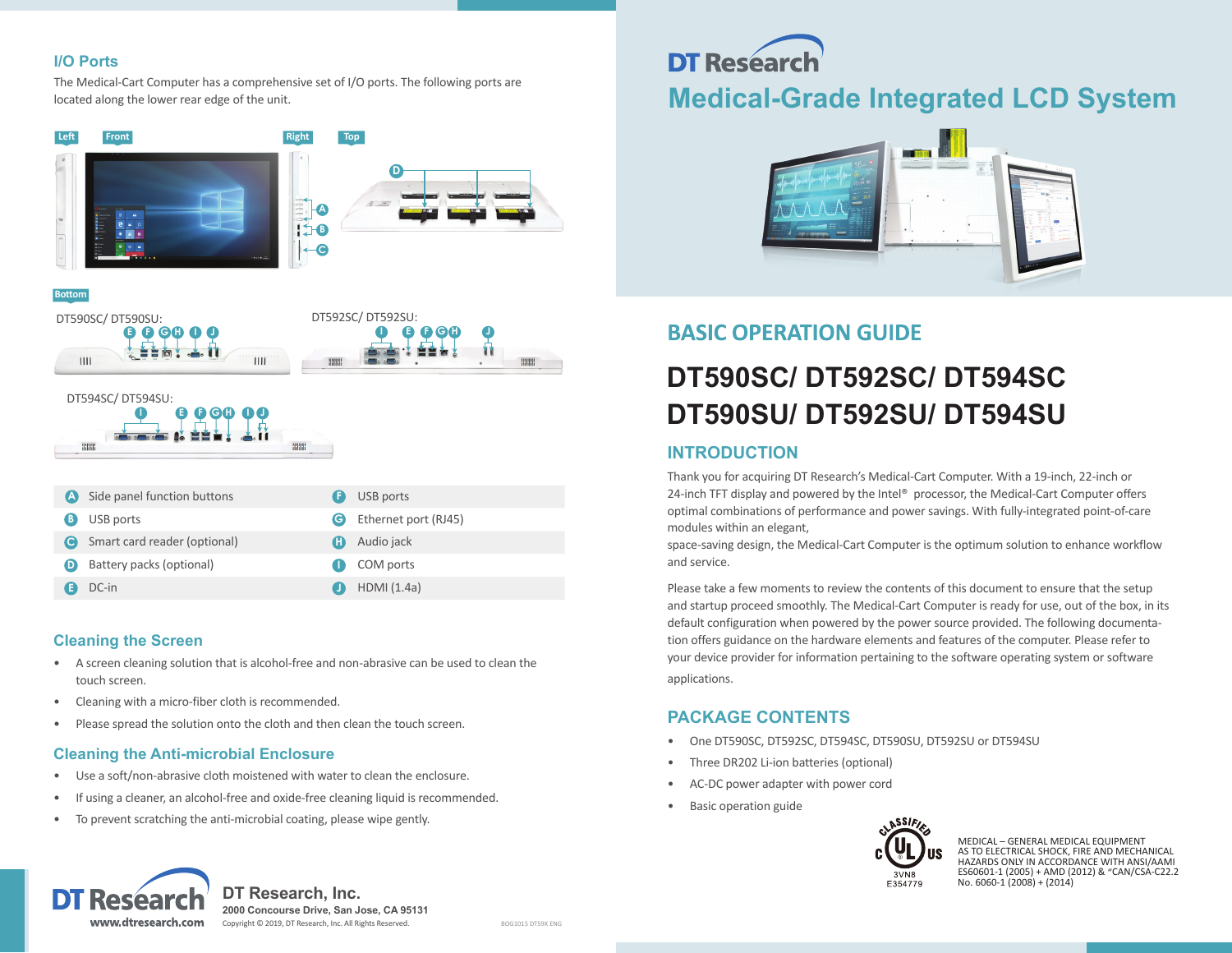# DT Research

# Medical-Grade Integrated LCD System

## BASIC OPERATION GUIDE

# DT590SC/ DT592SC/ DT594SC DT590SU/ DT592SU/ DT594SU

## INTRODUCTION

Thank you for acquiring DT Research's Medical-Cart Computer. With a 19-inch, 22-inch or 24-inch TFT display and powered by the Intel® processor, the Medical-Cart Computer offers optimal combinations of performance and power savings. With fully-integrated point-of-care modules within an elegant,
space-saving design, the Medical-Cart Computer is the optimum solution to enhance workflow and service.

Please take a few moments to review the contents of this document to ensure that the setup and startup proceed smoothly. The Medical-Cart Computer is ready for use, out of the box, in its default configuration when powered by the power source provided. The following documentation offers guidance on the hardware elements and features of the computer. Please refer to your device provider for information pertaining to the software operating system or software applications.

## PACKAGE CONTENTS

- One DT590SC, DT592SC, DT594SC, DT590SU, DT592SU or DT594SU
- Three DR202 Li-ion batteries (optional)
- AC-DC power adapter with power cord
- Basic operation guide

CLASSIFIED C UL US 3VN8 E354779

MEDICAL – GENERAL MEDICAL EQUIPMENT AS TO ELECTRICAL SHOCK, FIRE AND MECHANICAL HAZARDS ONLY IN ACCORDANCE WITH ANSI/AAMI ES60601-1 (2005) + AMD (2012) & "CAN/CSA-C22.2 No. 6060-1 (2008) + (2014)

## I/O Ports

The Medical-Cart Computer has a comprehensive set of I/O ports. The following ports are located along the lower rear edge of the unit.

Left / Front / Right / Top

Bottom

DT590SC/ DT590SU:

DT592SC/ DT592SU:

DT594SC/ DT594SU:

| | | | |
|---|---|---|---|
| A | Side panel function buttons | F | USB ports |
| B | USB ports | G | Ethernet port (RJ45) |
| C | Smart card reader (optional) | H | Audio jack |
| D | Battery packs (optional) | I | COM ports |
| E | DC-in | J | HDMI (1.4a) |

## Cleaning the Screen

- A screen cleaning solution that is alcohol-free and non-abrasive can be used to clean the touch screen.
- Cleaning with a micro-fiber cloth is recommended.
- Please spread the solution onto the cloth and then clean the touch screen.

## Cleaning the Anti-microbial Enclosure

- Use a soft/non-abrasive cloth moistened with water to clean the enclosure.
- If using a cleaner, an alcohol-free and oxide-free cleaning liquid is recommended.
- To prevent scratching the anti-microbial coating, please wipe gently.

DT Research
www.dtresearch.com

**DT Research, Inc.**
**2000 Concourse Drive, San Jose, CA 95131**
Copyright © 2019, DT Research, Inc. All Rights Reserved.

BOG1015 DT59X ENG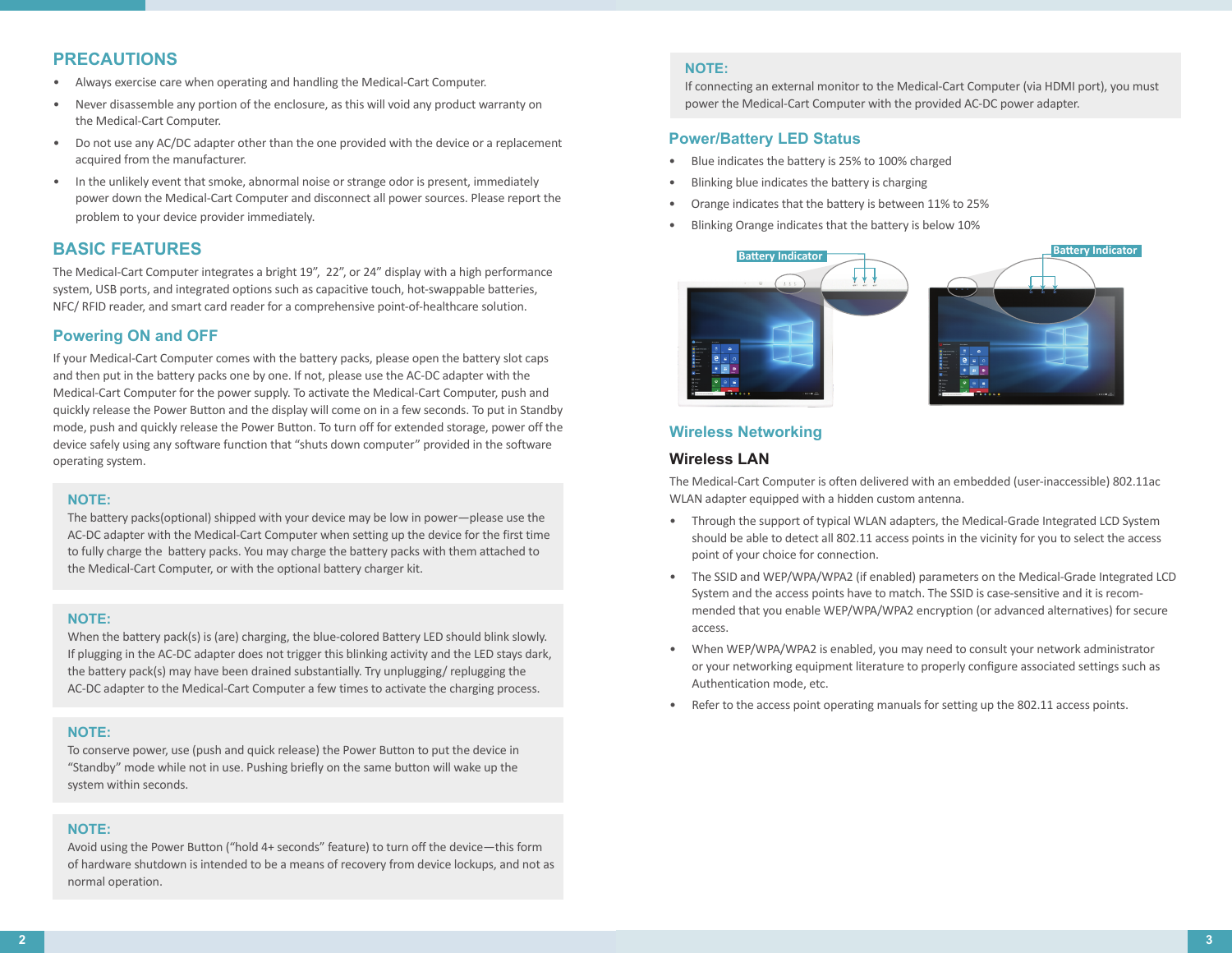## PRECAUTIONS

- Always exercise care when operating and handling the Medical-Cart Computer.
- Never disassemble any portion of the enclosure, as this will void any product warranty on the Medical-Cart Computer.
- Do not use any AC/DC adapter other than the one provided with the device or a replacement acquired from the manufacturer.
- In the unlikely event that smoke, abnormal noise or strange odor is present, immediately power down the Medical-Cart Computer and disconnect all power sources. Please report the problem to your device provider immediately.

## BASIC FEATURES

The Medical-Cart Computer integrates a bright 19", 22", or 24" display with a high performance system, USB ports, and integrated options such as capacitive touch, hot-swappable batteries, NFC/ RFID reader, and smart card reader for a comprehensive point-of-healthcare solution.

### Powering ON and OFF

If your Medical-Cart Computer comes with the battery packs, please open the battery slot caps and then put in the battery packs one by one. If not, please use the AC-DC adapter with the Medical-Cart Computer for the power supply. To activate the Medical-Cart Computer, push and quickly release the Power Button and the display will come on in a few seconds. To put in Standby mode, push and quickly release the Power Button. To turn off for extended storage, power off the device safely using any software function that "shuts down computer" provided in the software operating system.

**NOTE:**
The battery packs(optional) shipped with your device may be low in power—please use the AC-DC adapter with the Medical-Cart Computer when setting up the device for the first time to fully charge the battery packs. You may charge the battery packs with them attached to the Medical-Cart Computer, or with the optional battery charger kit.

**NOTE:**
When the battery pack(s) is (are) charging, the blue-colored Battery LED should blink slowly. If plugging in the AC-DC adapter does not trigger this blinking activity and the LED stays dark, the battery pack(s) may have been drained substantially. Try unplugging/ replugging the AC-DC adapter to the Medical-Cart Computer a few times to activate the charging process.

**NOTE:**
To conserve power, use (push and quick release) the Power Button to put the device in "Standby" mode while not in use. Pushing briefly on the same button will wake up the system within seconds.

**NOTE:**
Avoid using the Power Button ("hold 4+ seconds" feature) to turn off the device—this form of hardware shutdown is intended to be a means of recovery from device lockups, and not as normal operation.

**NOTE:**
If connecting an external monitor to the Medical-Cart Computer (via HDMI port), you must power the Medical-Cart Computer with the provided AC-DC power adapter.

### Power/Battery LED Status

- Blue indicates the battery is 25% to 100% charged
- Blinking blue indicates the battery is charging
- Orange indicates that the battery is between 11% to 25%
- Blinking Orange indicates that the battery is below 10%

Battery Indicator

Battery Indicator

### Wireless Networking

#### Wireless LAN

The Medical-Cart Computer is often delivered with an embedded (user-inaccessible) 802.11ac WLAN adapter equipped with a hidden custom antenna.

- Through the support of typical WLAN adapters, the Medical-Grade Integrated LCD System should be able to detect all 802.11 access points in the vicinity for you to select the access point of your choice for connection.
- The SSID and WEP/WPA/WPA2 (if enabled) parameters on the Medical-Grade Integrated LCD System and the access points have to match. The SSID is case-sensitive and it is recommended that you enable WEP/WPA/WPA2 encryption (or advanced alternatives) for secure access.
- When WEP/WPA/WPA2 is enabled, you may need to consult your network administrator or your networking equipment literature to properly configure associated settings such as Authentication mode, etc.
- Refer to the access point operating manuals for setting up the 802.11 access points.